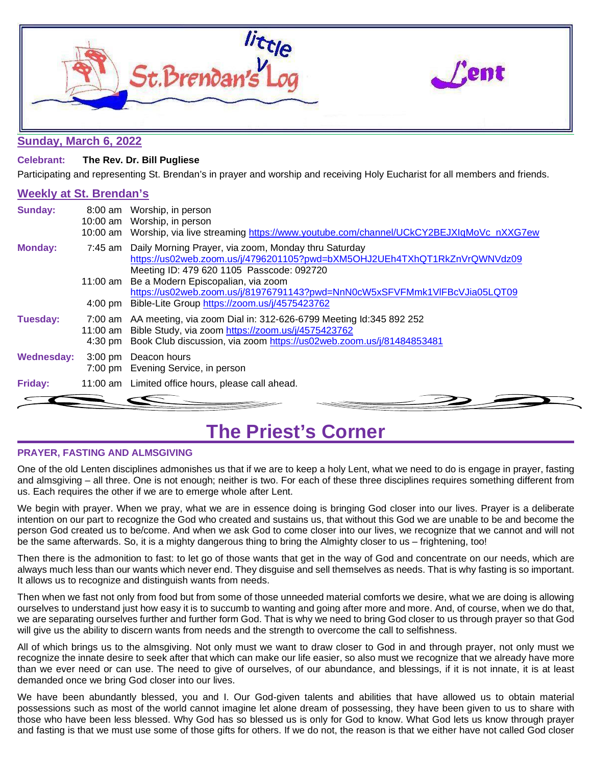# little St. Brendan's Log — Lent

## Sunday, March 6, 2022

**Celebrant:** **The Rev. Dr. Bill Pugliese**

Participating and representing St. Brendan's in prayer and worship and receiving Holy Eucharist for all members and friends.

## Weekly at St. Brendan's

| Day | Time | Activity |
|---|---|---|
| **Sunday:** | 8:00 am | Worship, in person |
| | 10:00 am | Worship, in person |
| | 10:00 am | Worship, via live streaming https://www.youtube.com/channel/UCkCY2BEJXIqMoVc_nXXG7ew |
| **Monday:** | 7:45 am | Daily Morning Prayer, via zoom, Monday thru Saturday https://us02web.zoom.us/j/4796201105?pwd=bXM5OHJ2UEh4TXhQT1RkZnVrQWNVdz09 Meeting ID: 479 620 1105 Passcode: 092720 |
| | 11:00 am | Be a Modern Episcopalian, via zoom https://us02web.zoom.us/j/81976791143?pwd=NnN0cW5xSFVFMmk1VlFBcVJia05LQT09 |
| | 4:00 pm | Bible-Lite Group https://zoom.us/j/4575423762 |
| **Tuesday:** | 7:00 am | AA meeting, via zoom Dial in: 312-626-6799 Meeting Id:345 892 252 |
| | 11:00 am | Bible Study, via zoom https://zoom.us/j/4575423762 |
| | 4:30 pm | Book Club discussion, via zoom https://us02web.zoom.us/j/81484853481 |
| **Wednesday:** | 3:00 pm | Deacon hours |
| | 7:00 pm | Evening Service, in person |
| **Friday:** | 11:00 am | Limited office hours, please call ahead. |

# The Priest's Corner

### PRAYER, FASTING AND ALMSGIVING

One of the old Lenten disciplines admonishes us that if we are to keep a holy Lent, what we need to do is engage in prayer, fasting and almsgiving – all three. One is not enough; neither is two. For each of these three disciplines requires something different from us. Each requires the other if we are to emerge whole after Lent.

We begin with prayer. When we pray, what we are in essence doing is bringing God closer into our lives. Prayer is a deliberate intention on our part to recognize the God who created and sustains us, that without this God we are unable to be and become the person God created us to be/come. And when we ask God to come closer into our lives, we recognize that we cannot and will not be the same afterwards. So, it is a mighty dangerous thing to bring the Almighty closer to us – frightening, too!

Then there is the admonition to fast: to let go of those wants that get in the way of God and concentrate on our needs, which are always much less than our wants which never end. They disguise and sell themselves as needs. That is why fasting is so important. It allows us to recognize and distinguish wants from needs.

Then when we fast not only from food but from some of those unneeded material comforts we desire, what we are doing is allowing ourselves to understand just how easy it is to succumb to wanting and going after more and more. And, of course, when we do that, we are separating ourselves further and further form God. That is why we need to bring God closer to us through prayer so that God will give us the ability to discern wants from needs and the strength to overcome the call to selfishness.

All of which brings us to the almsgiving. Not only must we want to draw closer to God in and through prayer, not only must we recognize the innate desire to seek after that which can make our life easier, so also must we recognize that we already have more than we ever need or can use. The need to give of ourselves, of our abundance, and blessings, if it is not innate, it is at least demanded once we bring God closer into our lives.

We have been abundantly blessed, you and I. Our God-given talents and abilities that have allowed us to obtain material possessions such as most of the world cannot imagine let alone dream of possessing, they have been given to us to share with those who have been less blessed. Why God has so blessed us is only for God to know. What God lets us know through prayer and fasting is that we must use some of those gifts for others. If we do not, the reason is that we either have not called God closer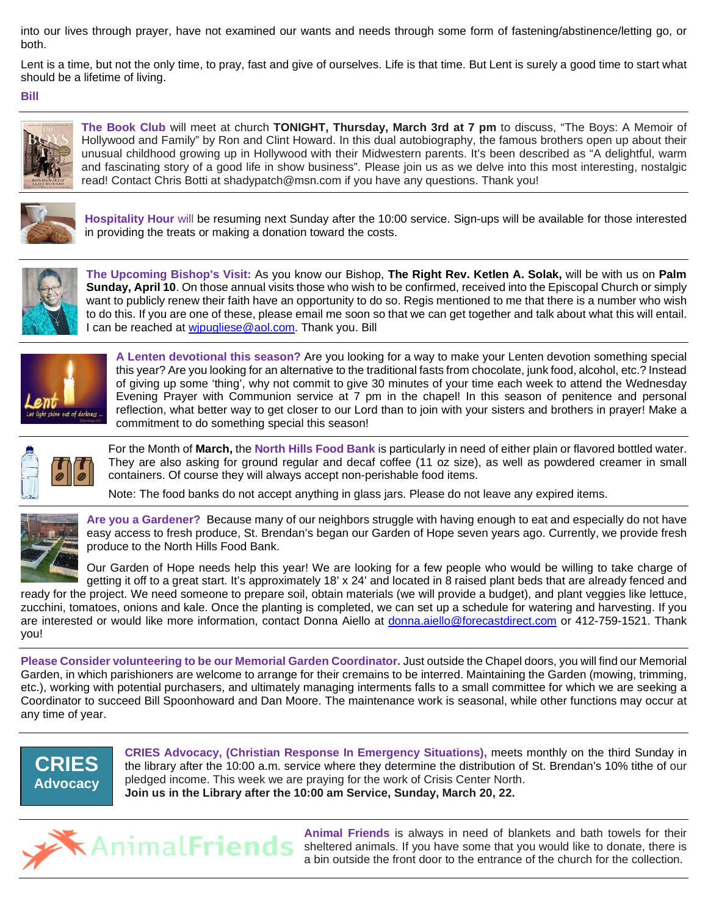into our lives through prayer, have not examined our wants and needs through some form of fastening/abstinence/letting go, or both.

Lent is a time, but not the only time, to pray, fast and give of ourselves. Life is that time. But Lent is surely a good time to start what should be a lifetime of living.

**Bill**

---

**The Book Club** will meet at church **TONIGHT, Thursday, March 3rd at 7 pm** to discuss, "The Boys: A Memoir of Hollywood and Family" by Ron and Clint Howard. In this dual autobiography, the famous brothers open up about their unusual childhood growing up in Hollywood with their Midwestern parents. It's been described as "A delightful, warm and fascinating story of a good life in show business". Please join us as we delve into this most interesting, nostalgic read! Contact Chris Botti at shadypatch@msn.com if you have any questions. Thank you!

---

**Hospitality Hour** will be resuming next Sunday after the 10:00 service. Sign-ups will be available for those interested in providing the treats or making a donation toward the costs.

---

**The Upcoming Bishop's Visit:** As you know our Bishop, **The Right Rev. Ketlen A. Solak,** will be with us on **Palm Sunday, April 10**. On those annual visits those who wish to be confirmed, received into the Episcopal Church or simply want to publicly renew their faith have an opportunity to do so. Regis mentioned to me that there is a number who wish to do this. If you are one of these, please email me soon so that we can get together and talk about what this will entail. I can be reached at wjpugliese@aol.com. Thank you. Bill

---

**A Lenten devotional this season?** Are you looking for a way to make your Lenten devotion something special this year? Are you looking for an alternative to the traditional fasts from chocolate, junk food, alcohol, etc.? Instead of giving up some 'thing', why not commit to give 30 minutes of your time each week to attend the Wednesday Evening Prayer with Communion service at 7 pm in the chapel! In this season of penitence and personal reflection, what better way to get closer to our Lord than to join with your sisters and brothers in prayer! Make a commitment to do something special this season!

---

For the Month of **March,** the **North Hills Food Bank** is particularly in need of either plain or flavored bottled water. They are also asking for ground regular and decaf coffee (11 oz size), as well as powdered creamer in small containers. Of course they will always accept non-perishable food items.

Note: The food banks do not accept anything in glass jars. Please do not leave any expired items.

---

**Are you a Gardener?** Because many of our neighbors struggle with having enough to eat and especially do not have easy access to fresh produce, St. Brendan's began our Garden of Hope seven years ago. Currently, we provide fresh produce to the North Hills Food Bank.

Our Garden of Hope needs help this year! We are looking for a few people who would be willing to take charge of getting it off to a great start. It's approximately 18' x 24' and located in 8 raised plant beds that are already fenced and ready for the project. We need someone to prepare soil, obtain materials (we will provide a budget), and plant veggies like lettuce, zucchini, tomatoes, onions and kale. Once the planting is completed, we can set up a schedule for watering and harvesting. If you are interested or would like more information, contact Donna Aiello at donna.aiello@forecastdirect.com or 412-759-1521. Thank you!

---

**Please Consider volunteering to be our Memorial Garden Coordinator.** Just outside the Chapel doors, you will find our Memorial Garden, in which parishioners are welcome to arrange for their cremains to be interred. Maintaining the Garden (mowing, trimming, etc.), working with potential purchasers, and ultimately managing interments falls to a small committee for which we are seeking a Coordinator to succeed Bill Spoonhoward and Dan Moore. The maintenance work is seasonal, while other functions may occur at any time of year.

---

**CRIES Advocacy**

**CRIES Advocacy, (Christian Response In Emergency Situations),** meets monthly on the third Sunday in the library after the 10:00 a.m. service where they determine the distribution of St. Brendan's 10% tithe of our pledged income. This week we are praying for the work of Crisis Center North.
**Join us in the Library after the 10:00 am Service, Sunday, March 20, 22.**

---

AnimalFriends

**Animal Friends** is always in need of blankets and bath towels for their sheltered animals. If you have some that you would like to donate, there is a bin outside the front door to the entrance of the church for the collection.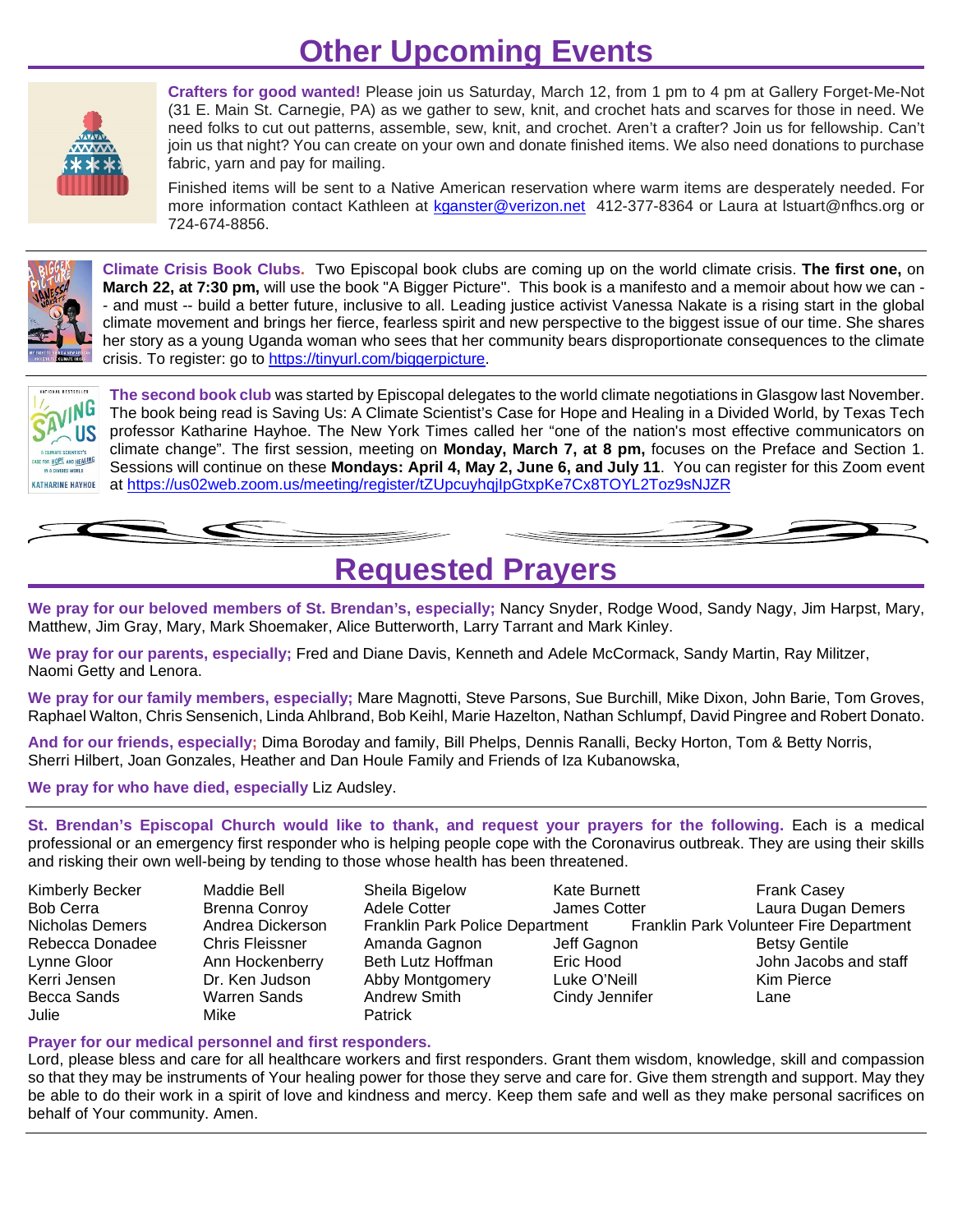# Other Upcoming Events

**Crafters for good wanted!** Please join us Saturday, March 12, from 1 pm to 4 pm at Gallery Forget-Me-Not (31 E. Main St. Carnegie, PA) as we gather to sew, knit, and crochet hats and scarves for those in need. We need folks to cut out patterns, assemble, sew, knit, and crochet. Aren't a crafter? Join us for fellowship. Can't join us that night? You can create on your own and donate finished items. We also need donations to purchase fabric, yarn and pay for mailing.

Finished items will be sent to a Native American reservation where warm items are desperately needed. For more information contact Kathleen at kganster@verizon.net 412-377-8364 or Laura at lstuart@nfhcs.org or 724-674-8856.

---

**Climate Crisis Book Clubs.** Two Episcopal book clubs are coming up on the world climate crisis. **The first one,** on **March 22, at 7:30 pm,** will use the book "A Bigger Picture". This book is a manifesto and a memoir about how we can -- and must -- build a better future, inclusive to all. Leading justice activist Vanessa Nakate is a rising start in the global climate movement and brings her fierce, fearless spirit and new perspective to the biggest issue of our time. She shares her story as a young Uganda woman who sees that her community bears disproportionate consequences to the climate crisis. To register: go to https://tinyurl.com/biggerpicture.

**The second book club** was started by Episcopal delegates to the world climate negotiations in Glasgow last November. The book being read is Saving Us: A Climate Scientist's Case for Hope and Healing in a Divided World, by Texas Tech professor Katharine Hayhoe. The New York Times called her "one of the nation's most effective communicators on climate change". The first session, meeting on **Monday, March 7, at 8 pm,** focuses on the Preface and Section 1. Sessions will continue on these **Mondays: April 4, May 2, June 6, and July 11**. You can register for this Zoom event at https://us02web.zoom.us/meeting/register/tZUpcuyhqjIpGtxpKe7Cx8TOYL2Toz9sNJZR

# Requested Prayers

**We pray for our beloved members of St. Brendan's, especially;** Nancy Snyder, Rodge Wood, Sandy Nagy, Jim Harpst, Mary, Matthew, Jim Gray, Mary, Mark Shoemaker, Alice Butterworth, Larry Tarrant and Mark Kinley.

**We pray for our parents, especially;** Fred and Diane Davis, Kenneth and Adele McCormack, Sandy Martin, Ray Militzer, Naomi Getty and Lenora.

**We pray for our family members, especially;** Mare Magnotti, Steve Parsons, Sue Burchill, Mike Dixon, John Barie, Tom Groves, Raphael Walton, Chris Sensenich, Linda Ahlbrand, Bob Keihl, Marie Hazelton, Nathan Schlumpf, David Pingree and Robert Donato.

**And for our friends, especially;** Dima Boroday and family, Bill Phelps, Dennis Ranalli, Becky Horton, Tom & Betty Norris, Sherri Hilbert, Joan Gonzales, Heather and Dan Houle Family and Friends of Iza Kubanowska,

**We pray for who have died, especially** Liz Audsley.

---

**St. Brendan's Episcopal Church would like to thank, and request your prayers for the following.** Each is a medical professional or an emergency first responder who is helping people cope with the Coronavirus outbreak. They are using their skills and risking their own well-being by tending to those whose health has been threatened.

Kimberly Becker, Maddie Bell, Sheila Bigelow, Kate Burnett, Frank Casey
Bob Cerra, Brenna Conroy, Adele Cotter, James Cotter, Laura Dugan Demers
Nicholas Demers, Andrea Dickerson, Franklin Park Police Department, Franklin Park Volunteer Fire Department
Rebecca Donadee, Chris Fleissner, Amanda Gagnon, Jeff Gagnon, Betsy Gentile
Lynne Gloor, Ann Hockenberry, Beth Lutz Hoffman, Eric Hood, John Jacobs and staff
Kerri Jensen, Dr. Ken Judson, Abby Montgomery, Luke O'Neill, Kim Pierce
Becca Sands, Warren Sands, Andrew Smith, Cindy Jennifer, Lane
Julie, Mike, Patrick

**Prayer for our medical personnel and first responders.**
Lord, please bless and care for all healthcare workers and first responders. Grant them wisdom, knowledge, skill and compassion so that they may be instruments of Your healing power for those they serve and care for. Give them strength and support. May they be able to do their work in a spirit of love and kindness and mercy. Keep them safe and well as they make personal sacrifices on behalf of Your community. Amen.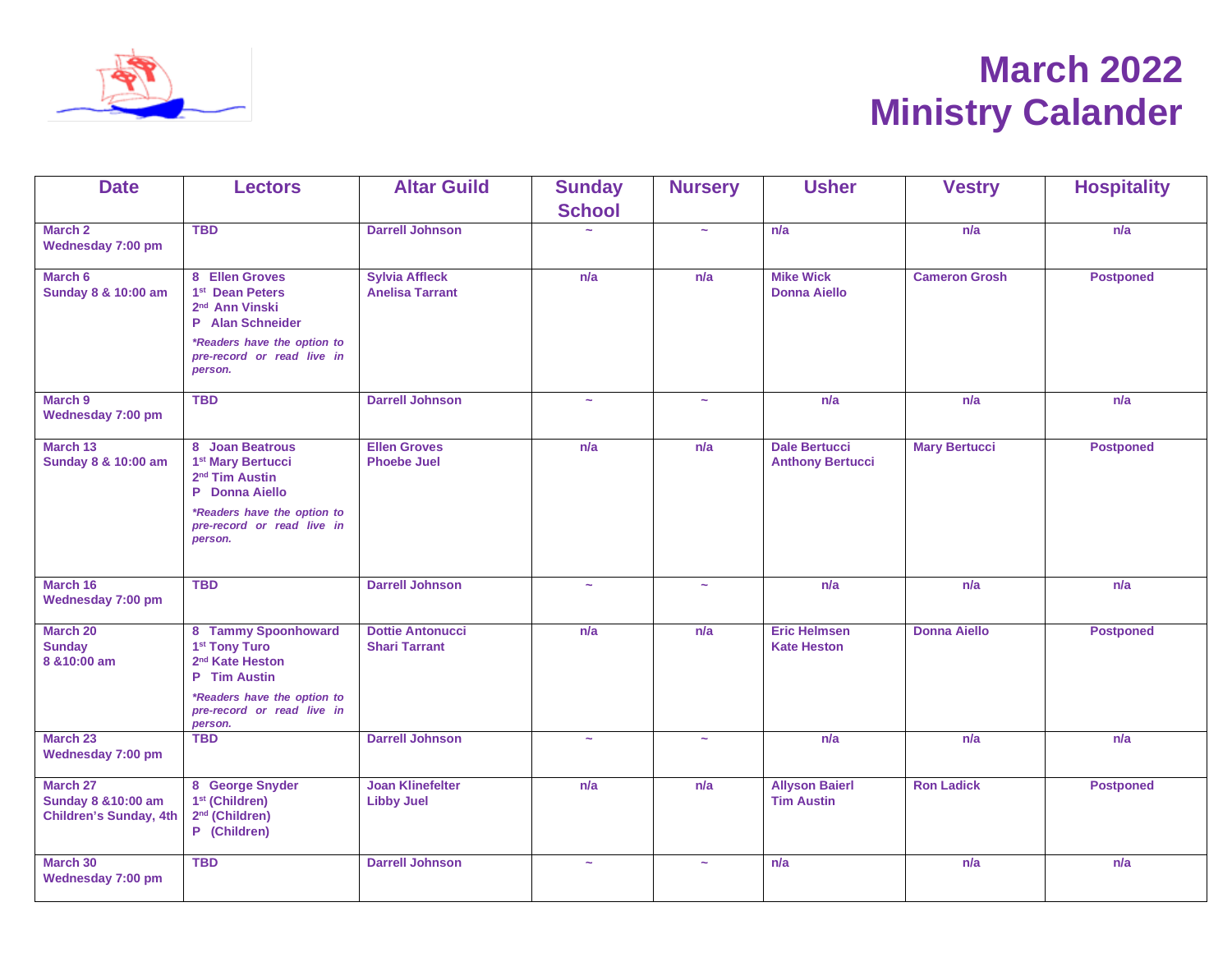# March 2022 Ministry Calander

| Date | Lectors | Altar Guild | Sunday School | Nursery | Usher | Vestry | Hospitality |
|---|---|---|---|---|---|---|---|
| **March 2 Wednesday 7:00 pm** | **TBD** | **Darrell Johnson** | ~ | ~ | **n/a** | **n/a** | **n/a** |
| **March 6 Sunday 8 & 10:00 am** | **8 Ellen Groves**<br>**1st Dean Peters**<br>**2nd Ann Vinski**<br>**P Alan Schneider**<br>***Readers have the option to pre-record or read live in person.*** | **Sylvia Affleck**<br>**Anelisa Tarrant** | **n/a** | **n/a** | **Mike Wick**<br>**Donna Aiello** | **Cameron Grosh** | **Postponed** |
| **March 9 Wednesday 7:00 pm** | **TBD** | **Darrell Johnson** | ~ | ~ | **n/a** | **n/a** | **n/a** |
| **March 13 Sunday 8 & 10:00 am** | **8 Joan Beatrous**<br>**1st Mary Bertucci**<br>**2nd Tim Austin**<br>**P Donna Aiello**<br>***Readers have the option to pre-record or read live in person.*** | **Ellen Groves**<br>**Phoebe Juel** | **n/a** | **n/a** | **Dale Bertucci**<br>**Anthony Bertucci** | **Mary Bertucci** | **Postponed** |
| **March 16 Wednesday 7:00 pm** | **TBD** | **Darrell Johnson** | ~ | ~ | **n/a** | **n/a** | **n/a** |
| **March 20 Sunday 8 &10:00 am** | **8 Tammy Spoonhoward**<br>**1st Tony Turo**<br>**2nd Kate Heston**<br>**P Tim Austin**<br>***Readers have the option to pre-record or read live in person.*** | **Dottie Antonucci**<br>**Shari Tarrant** | **n/a** | **n/a** | **Eric Helmsen**<br>**Kate Heston** | **Donna Aiello** | **Postponed** |
| **March 23 Wednesday 7:00 pm** | **TBD** | **Darrell Johnson** | ~ | ~ | **n/a** | **n/a** | **n/a** |
| **March 27 Sunday 8 &10:00 am Children's Sunday, 4th** | **8 George Snyder**<br>**1st (Children)**<br>**2nd (Children)**<br>**P (Children)** | **Joan Klinefelter**<br>**Libby Juel** | **n/a** | **n/a** | **Allyson Baierl**<br>**Tim Austin** | **Ron Ladick** | **Postponed** |
| **March 30 Wednesday 7:00 pm** | **TBD** | **Darrell Johnson** | ~ | ~ | **n/a** | **n/a** | **n/a** |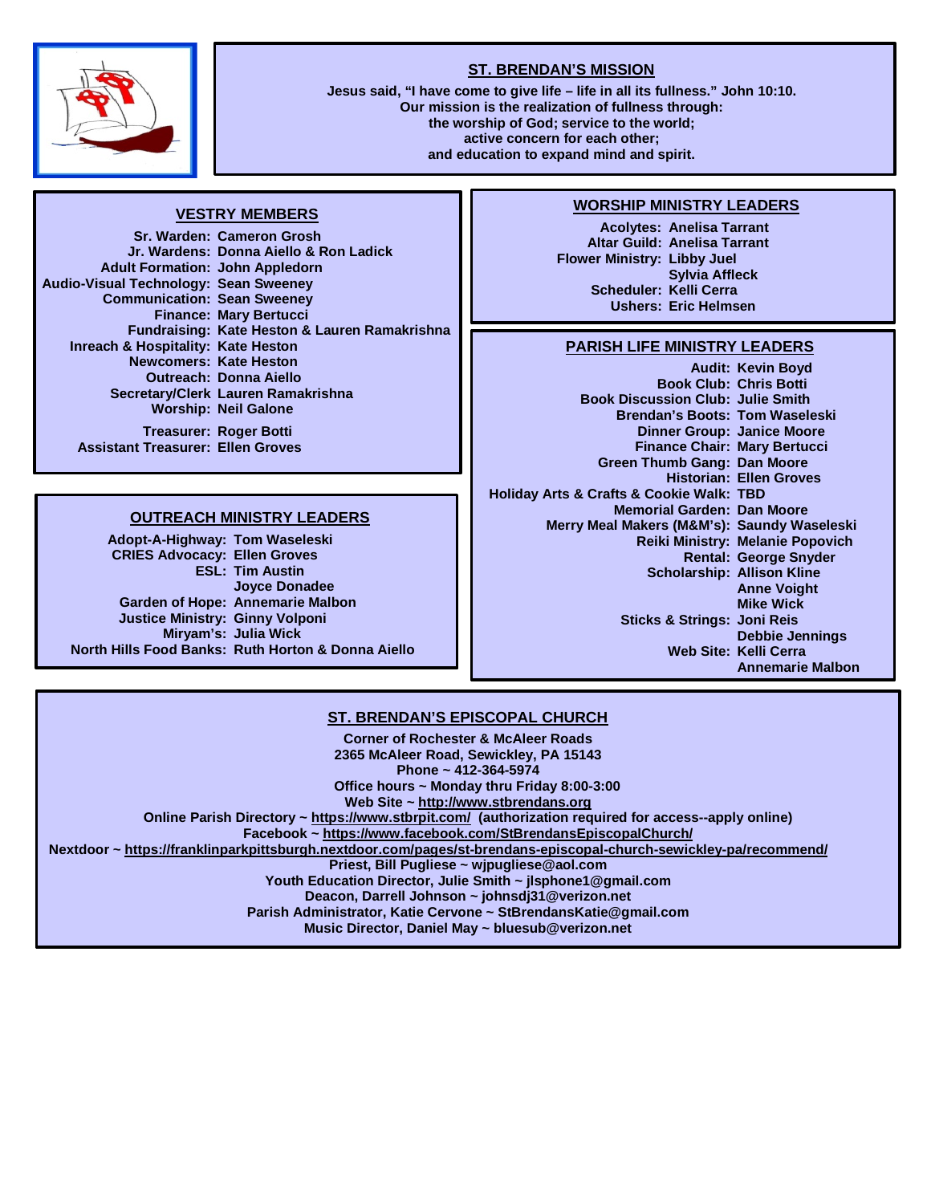## ST. BRENDAN'S MISSION

**Jesus said, "I have come to give life – life in all its fullness." John 10:10.**
**Our mission is the realization of fullness through:**
**the worship of God; service to the world;**
**active concern for each other;**
**and education to expand mind and spirit.**

## VESTRY MEMBERS

**Sr. Warden:** Cameron Grosh
**Jr. Wardens:** Donna Aiello & Ron Ladick
**Adult Formation:** John Appledorn
**Audio-Visual Technology:** Sean Sweeney
**Communication:** Sean Sweeney
**Finance:** Mary Bertucci
**Fundraising:** Kate Heston & Lauren Ramakrishna
**Inreach & Hospitality:** Kate Heston
**Newcomers:** Kate Heston
**Outreach:** Donna Aiello
**Secretary/Clerk** Lauren Ramakrishna
**Worship:** Neil Galone

**Treasurer:** Roger Botti
**Assistant Treasurer:** Ellen Groves

## OUTREACH MINISTRY LEADERS

**Adopt-A-Highway:** Tom Waseleski
**CRIES Advocacy:** Ellen Groves
**ESL:** Tim Austin, Joyce Donadee
**Garden of Hope:** Annemarie Malbon
**Justice Ministry:** Ginny Volponi
**Miryam's:** Julia Wick
**North Hills Food Banks:** Ruth Horton & Donna Aiello

## WORSHIP MINISTRY LEADERS

**Acolytes:** Anelisa Tarrant
**Altar Guild:** Anelisa Tarrant
**Flower Ministry:** Libby Juel, Sylvia Affleck
**Scheduler:** Kelli Cerra
**Ushers:** Eric Helmsen

## PARISH LIFE MINISTRY LEADERS

**Audit:** Kevin Boyd
**Book Club:** Chris Botti
**Book Discussion Club:** Julie Smith
**Brendan's Boots:** Tom Waseleski
**Dinner Group:** Janice Moore
**Finance Chair:** Mary Bertucci
**Green Thumb Gang:** Dan Moore
**Historian:** Ellen Groves
**Holiday Arts & Crafts & Cookie Walk:** TBD
**Memorial Garden:** Dan Moore
**Merry Meal Makers (M&M's):** Saundy Waseleski
**Reiki Ministry:** Melanie Popovich
**Rental:** George Snyder
**Scholarship:** Allison Kline, Anne Voight, Mike Wick
**Sticks & Strings:** Joni Reis, Debbie Jennings
**Web Site:** Kelli Cerra, Annemarie Malbon

## ST. BRENDAN'S EPISCOPAL CHURCH

**Corner of Rochester & McAleer Roads**
**2365 McAleer Road, Sewickley, PA 15143**
**Phone ~ 412-364-5974**
**Office hours ~ Monday thru Friday 8:00-3:00**
**Web Site ~ http://www.stbrendans.org**
**Online Parish Directory ~ https://www.stbrpit.com/ (authorization required for access--apply online)**
**Facebook ~ https://www.facebook.com/StBrendansEpiscopalChurch/**
**Nextdoor ~ https://franklinparkpittsburgh.nextdoor.com/pages/st-brendans-episcopal-church-sewickley-pa/recommend/**
**Priest, Bill Pugliese ~ wjpugliese@aol.com**
**Youth Education Director, Julie Smith ~ jlsphone1@gmail.com**
**Deacon, Darrell Johnson ~ johnsdj31@verizon.net**
**Parish Administrator, Katie Cervone ~ StBrendansKatie@gmail.com**
**Music Director, Daniel May ~ bluesub@verizon.net**